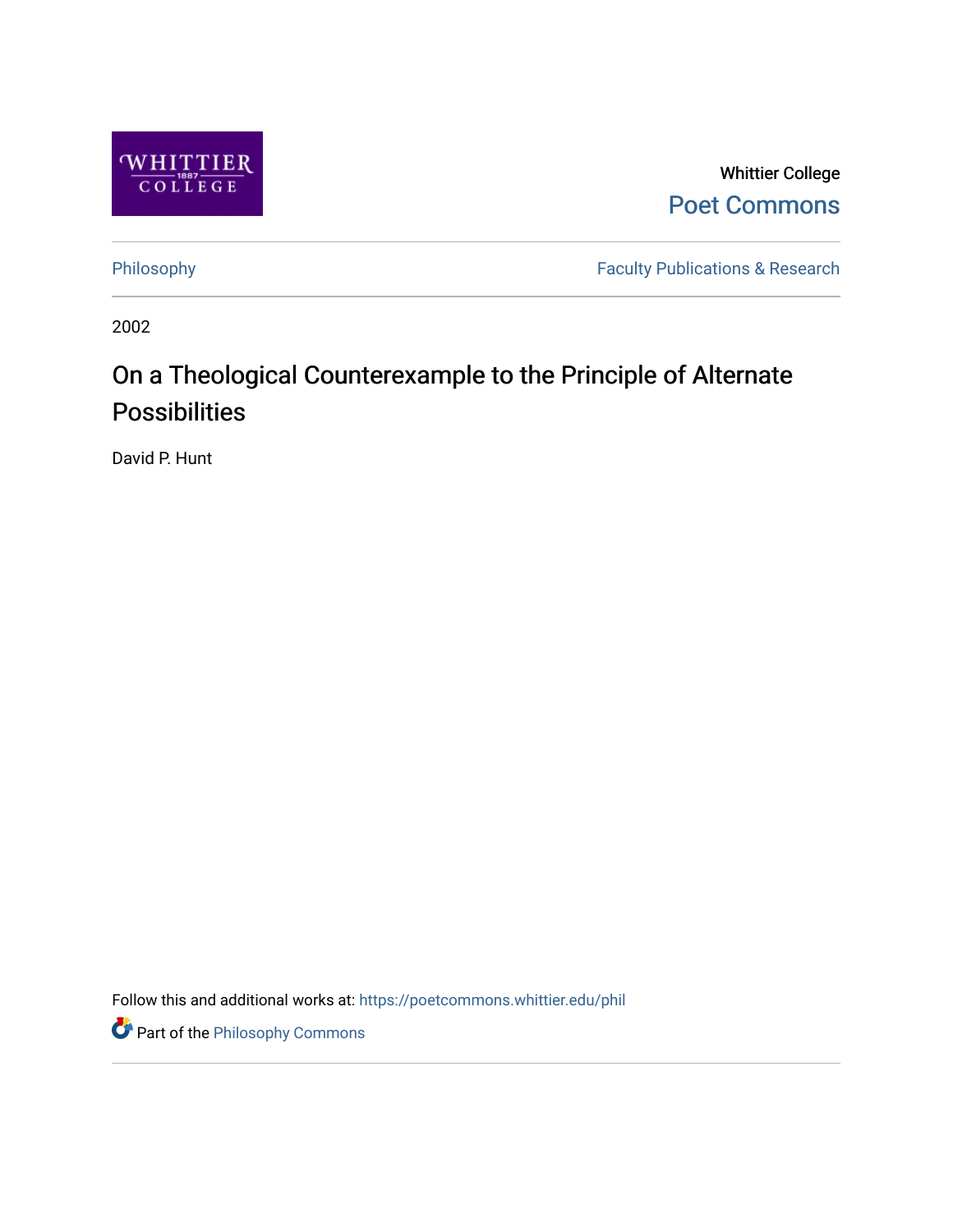Whittier College

Poet Commons

Philosophy

Faculty Publications & Research

2002

# On a Theological Counterexample to the Principle of Alternate Possibilities

David P. Hunt

Follow this and additional works at: https://poetcommons.whittier.edu/phil

Part of the Philosophy Commons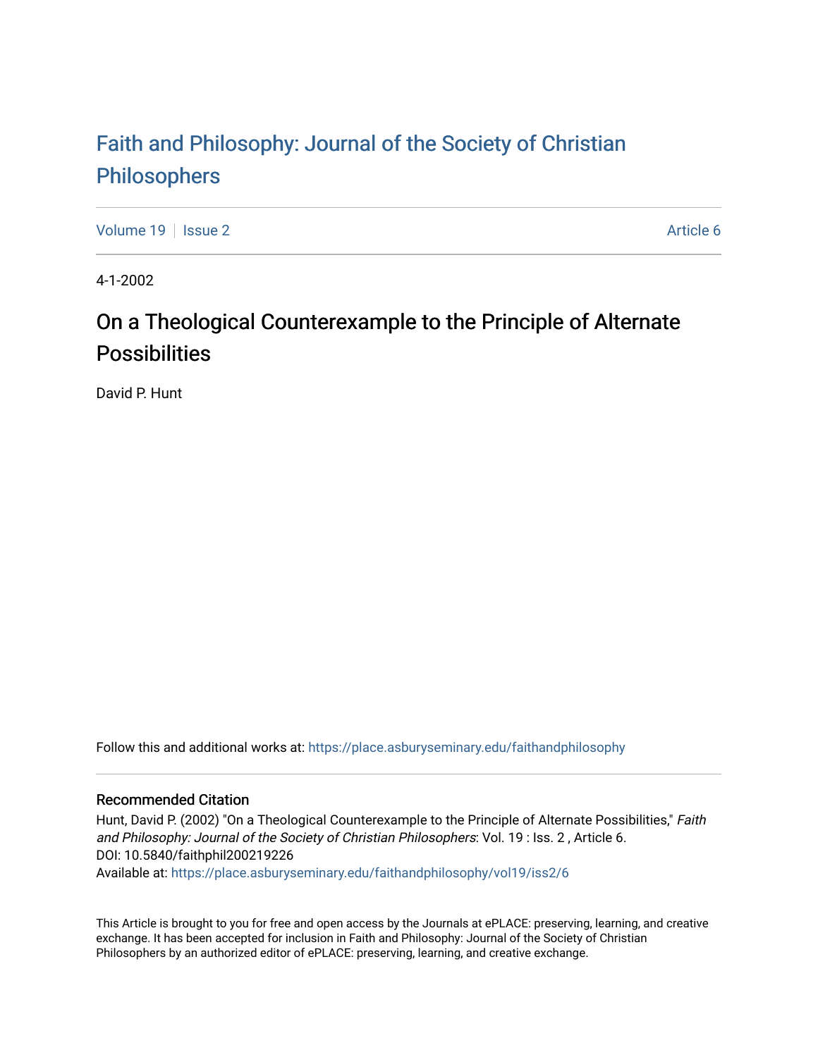# Faith and Philosophy: Journal of the Society of Christian Philosophers

Volume 19 | Issue 2 | Article 6

4-1-2002

# On a Theological Counterexample to the Principle of Alternate Possibilities

David P. Hunt

Follow this and additional works at: https://place.asburyseminary.edu/faithandphilosophy

## Recommended Citation

Hunt, David P. (2002) "On a Theological Counterexample to the Principle of Alternate Possibilities," *Faith and Philosophy: Journal of the Society of Christian Philosophers*: Vol. 19 : Iss. 2 , Article 6.
DOI: 10.5840/faithphil200219226
Available at: https://place.asburyseminary.edu/faithandphilosophy/vol19/iss2/6

This Article is brought to you for free and open access by the Journals at ePLACE: preserving, learning, and creative exchange. It has been accepted for inclusion in Faith and Philosophy: Journal of the Society of Christian Philosophers by an authorized editor of ePLACE: preserving, learning, and creative exchange.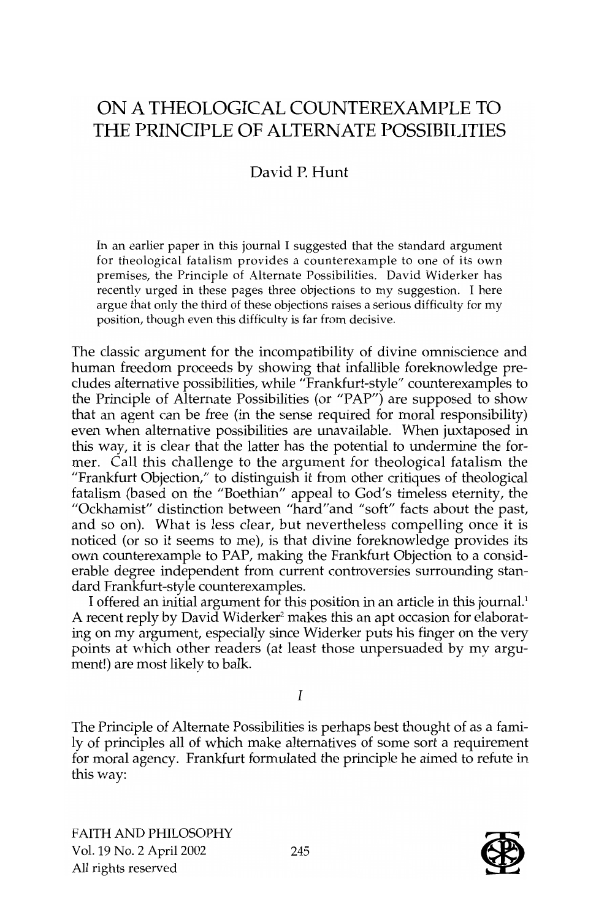# ON A THEOLOGICAL COUNTEREXAMPLE TO THE PRINCIPLE OF ALTERNATE POSSIBILITIES

David P. Hunt

In an earlier paper in this journal I suggested that the standard argument for theological fatalism provides a counterexample to one of its own premises, the Principle of Alternate Possibilities. David Widerker has recently urged in these pages three objections to my suggestion. I here argue that only the third of these objections raises a serious difficulty for my position, though even this difficulty is far from decisive.

The classic argument for the incompatibility of divine omniscience and human freedom proceeds by showing that infallible foreknowledge precludes alternative possibilities, while "Frankfurt-style" counterexamples to the Principle of Alternate Possibilities (or "PAP") are supposed to show that an agent can be free (in the sense required for moral responsibility) even when alternative possibilities are unavailable. When juxtaposed in this way, it is clear that the latter has the potential to undermine the former. Call this challenge to the argument for theological fatalism the "Frankfurt Objection," to distinguish it from other critiques of theological fatalism (based on the "Boethian" appeal to God's timeless eternity, the "Ockhamist" distinction between "hard"and "soft" facts about the past, and so on). What is less clear, but nevertheless compelling once it is noticed (or so it seems to me), is that divine foreknowledge provides its own counterexample to PAP, making the Frankfurt Objection to a considerable degree independent from current controversies surrounding standard Frankfurt-style counterexamples.

I offered an initial argument for this position in an article in this journal.[1] A recent reply by David Widerker[2] makes this an apt occasion for elaborating on my argument, especially since Widerker puts his finger on the very points at which other readers (at least those unpersuaded by my argument!) are most likely to balk.

*I*

The Principle of Alternate Possibilities is perhaps best thought of as a family of principles all of which make alternatives of some sort a requirement for moral agency. Frankfurt formulated the principle he aimed to refute in this way: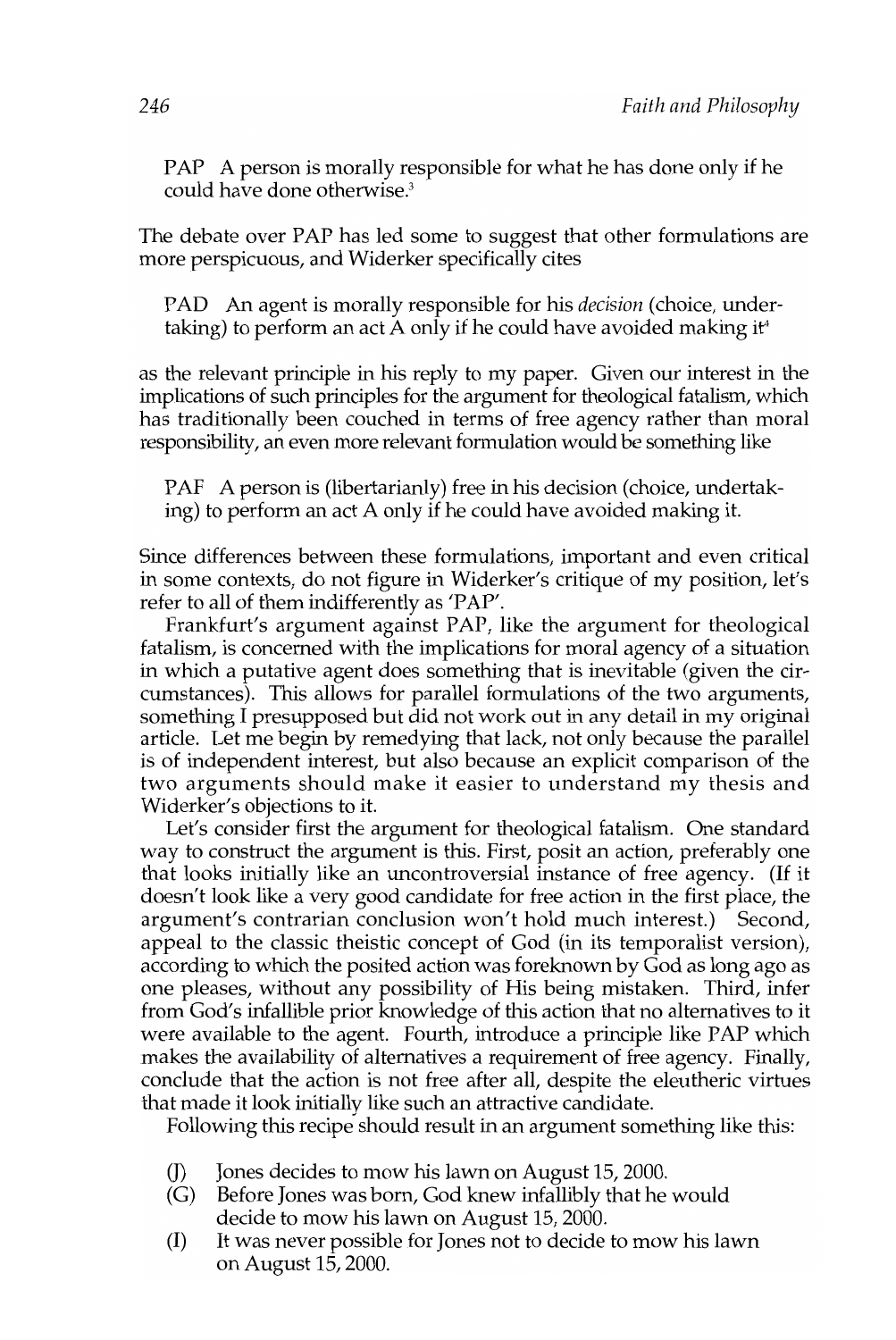PAP A person is morally responsible for what he has done only if he could have done otherwise.[3]

The debate over PAP has led some to suggest that other formulations are more perspicuous, and Widerker specifically cites

PAD An agent is morally responsible for his *decision* (choice, undertaking) to perform an act A only if he could have avoided making it[4]

as the relevant principle in his reply to my paper. Given our interest in the implications of such principles for the argument for theological fatalism, which has traditionally been couched in terms of free agency rather than moral responsibility, an even more relevant formulation would be something like

PAF A person is (libertarianly) free in his decision (choice, undertaking) to perform an act A only if he could have avoided making it.

Since differences between these formulations, important and even critical in some contexts, do not figure in Widerker's critique of my position, let's refer to all of them indifferently as 'PAP'.

Frankfurt's argument against PAP, like the argument for theological fatalism, is concerned with the implications for moral agency of a situation in which a putative agent does something that is inevitable (given the circumstances). This allows for parallel formulations of the two arguments, something I presupposed but did not work out in any detail in my original article. Let me begin by remedying that lack, not only because the parallel is of independent interest, but also because an explicit comparison of the two arguments should make it easier to understand my thesis and Widerker's objections to it.

Let's consider first the argument for theological fatalism. One standard way to construct the argument is this. First, posit an action, preferably one that looks initially like an uncontroversial instance of free agency. (If it doesn't look like a very good candidate for free action in the first place, the argument's contrarian conclusion won't hold much interest.) Second, appeal to the classic theistic concept of God (in its temporalist version), according to which the posited action was foreknown by God as long ago as one pleases, without any possibility of His being mistaken. Third, infer from God's infallible prior knowledge of this action that no alternatives to it were available to the agent. Fourth, introduce a principle like PAP which makes the availability of alternatives a requirement of free agency. Finally, conclude that the action is not free after all, despite the eleutheric virtues that made it look initially like such an attractive candidate.

Following this recipe should result in an argument something like this:

(J) Jones decides to mow his lawn on August 15, 2000.

(G) Before Jones was born, God knew infallibly that he would decide to mow his lawn on August 15, 2000.

(I) It was never possible for Jones not to decide to mow his lawn on August 15, 2000.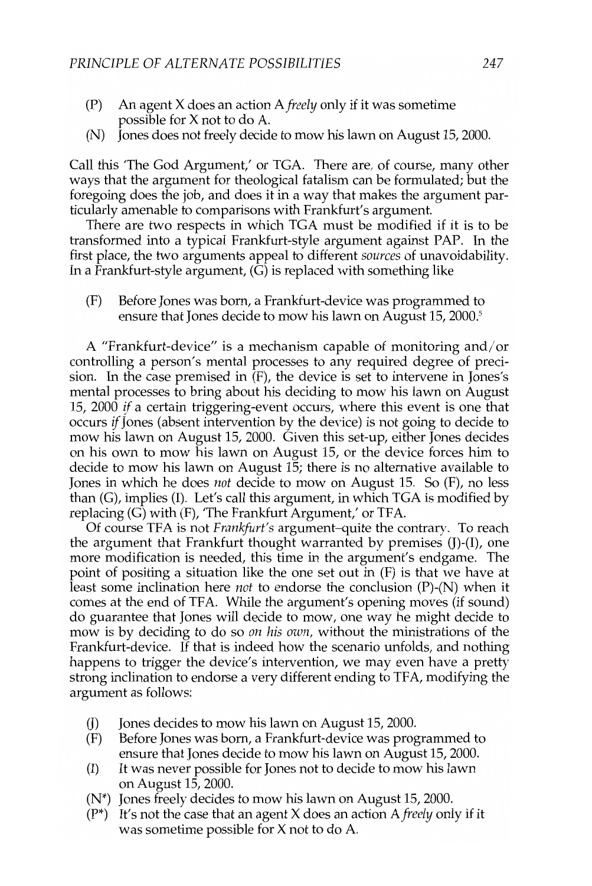(P) An agent X does an action A *freely* only if it was sometime possible for X not to do A.

(N) Jones does not freely decide to mow his lawn on August 15, 2000.

Call this 'The God Argument,' or TGA. There are, of course, many other ways that the argument for theological fatalism can be formulated; but the foregoing does the job, and does it in a way that makes the argument particularly amenable to comparisons with Frankfurt's argument.

There are two respects in which TGA must be modified if it is to be transformed into a typical Frankfurt-style argument against PAP. In the first place, the two arguments appeal to different *sources* of unavoidability. In a Frankfurt-style argument, (G) is replaced with something like

(F) Before Jones was born, a Frankfurt-device was programmed to ensure that Jones decide to mow his lawn on August 15, 2000.[5]

A "Frankfurt-device" is a mechanism capable of monitoring and/or controlling a person's mental processes to any required degree of precision. In the case premised in (F), the device is set to intervene in Jones's mental processes to bring about his deciding to mow his lawn on August 15, 2000 *if* a certain triggering-event occurs, where this event is one that occurs *if* Jones (absent intervention by the device) is not going to decide to mow his lawn on August 15, 2000. Given this set-up, either Jones decides on his own to mow his lawn on August 15, or the device forces him to decide to mow his lawn on August 15; there is no alternative available to Jones in which he does *not* decide to mow on August 15. So (F), no less than (G), implies (I). Let's call this argument, in which TGA is modified by replacing (G) with (F), 'The Frankfurt Argument,' or TFA.

Of course TFA is not *Frankfurt's* argument–quite the contrary. To reach the argument that Frankfurt thought warranted by premises (J)-(I), one more modification is needed, this time in the argument's endgame. The point of positing a situation like the one set out in (F) is that we have at least some inclination here *not* to endorse the conclusion (P)-(N) when it comes at the end of TFA. While the argument's opening moves (if sound) do guarantee that Jones will decide to mow, one way he might decide to mow is by deciding to do so *on his own*, without the ministrations of the Frankfurt-device. If that is indeed how the scenario unfolds, and nothing happens to trigger the device's intervention, we may even have a pretty strong inclination to endorse a very different ending to TFA, modifying the argument as follows:

(J) Jones decides to mow his lawn on August 15, 2000.

(F) Before Jones was born, a Frankfurt-device was programmed to ensure that Jones decide to mow his lawn on August 15, 2000.

(I) It was never possible for Jones not to decide to mow his lawn on August 15, 2000.

(N*) Jones freely decides to mow his lawn on August 15, 2000.

(P*) It's not the case that an agent X does an action A *freely* only if it was sometime possible for X not to do A.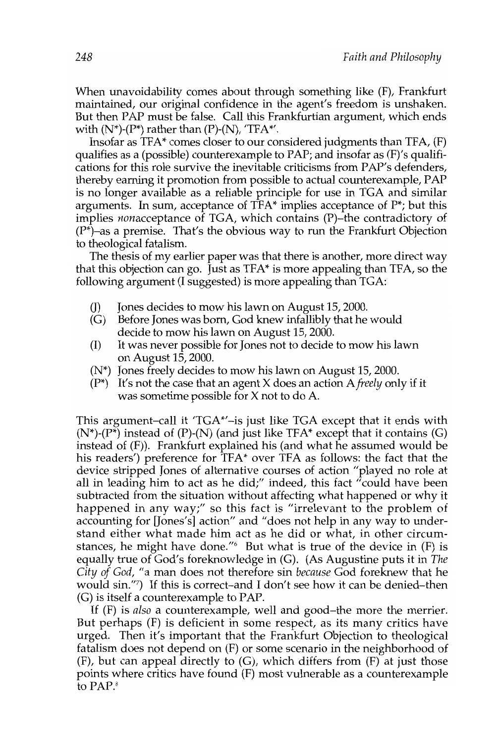When unavoidability comes about through something like (F), Frankfurt maintained, our original confidence in the agent's freedom is unshaken. But then PAP must be false. Call this Frankfurtian argument, which ends with (N*)-(P*) rather than (P)-(N), 'TFA*'.

Insofar as TFA* comes closer to our considered judgments than TFA, (F) qualifies as a (possible) counterexample to PAP; and insofar as (F)'s qualifications for this role survive the inevitable criticisms from PAP's defenders, thereby earning it promotion from possible to actual counterexample, PAP is no longer available as a reliable principle for use in TGA and similar arguments. In sum, acceptance of TFA* implies acceptance of P*; but this implies *non*acceptance of TGA, which contains (P)–the contradictory of (P*)–as a premise. That's the obvious way to run the Frankfurt Objection to theological fatalism.

The thesis of my earlier paper was that there is another, more direct way that this objection can go. Just as TFA* is more appealing than TFA, so the following argument (I suggested) is more appealing than TGA:

- (J) Jones decides to mow his lawn on August 15, 2000.
- (G) Before Jones was born, God knew infallibly that he would decide to mow his lawn on August 15, 2000.
- (I) It was never possible for Jones not to decide to mow his lawn on August 15, 2000.
- (N*) Jones freely decides to mow his lawn on August 15, 2000.
- (P*) It's not the case that an agent X does an action A *freely* only if it was sometime possible for X not to do A.

This argument–call it 'TGA*'–is just like TGA except that it ends with (N*)-(P*) instead of (P)-(N) (and just like TFA* except that it contains (G) instead of (F)). Frankfurt explained his (and what he assumed would be his readers') preference for TFA* over TFA as follows: the fact that the device stripped Jones of alternative courses of action "played no role at all in leading him to act as he did;" indeed, this fact "could have been subtracted from the situation without affecting what happened or why it happened in any way;" so this fact is "irrelevant to the problem of accounting for [Jones's] action" and "does not help in any way to understand either what made him act as he did or what, in other circumstances, he might have done."[6] But what is true of the device in (F) is equally true of God's foreknowledge in (G). (As Augustine puts it in *The City of God*, "a man does not therefore sin *because* God foreknew that he would sin."[7]) If this is correct–and I don't see how it can be denied–then (G) is itself a counterexample to PAP.

If (F) is *also* a counterexample, well and good–the more the merrier. But perhaps (F) is deficient in some respect, as its many critics have urged. Then it's important that the Frankfurt Objection to theological fatalism does not depend on (F) or some scenario in the neighborhood of (F), but can appeal directly to (G), which differs from (F) at just those points where critics have found (F) most vulnerable as a counterexample to PAP.[8]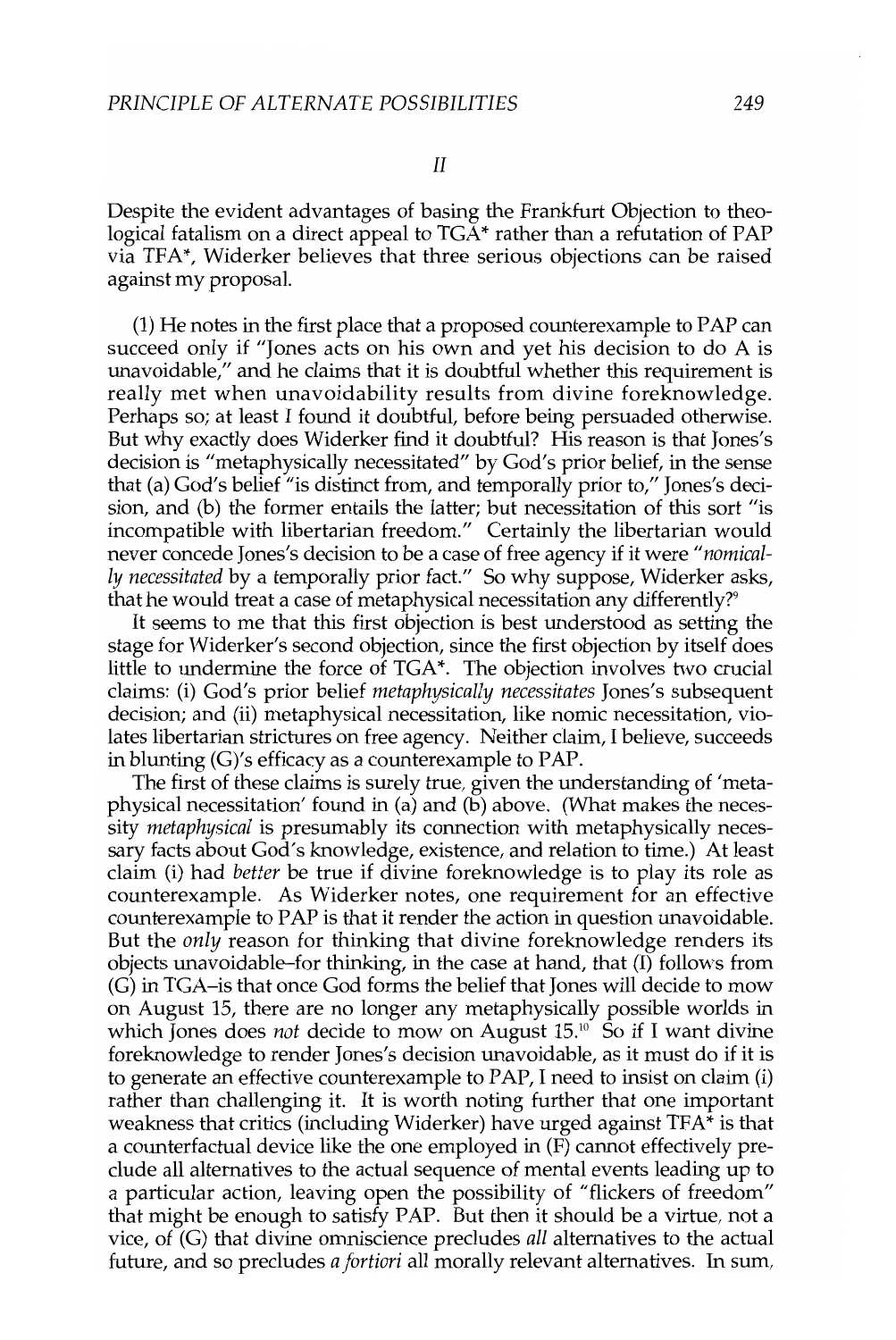## II

Despite the evident advantages of basing the Frankfurt Objection to theological fatalism on a direct appeal to TGA* rather than a refutation of PAP via TFA*, Widerker believes that three serious objections can be raised against my proposal.

(1) He notes in the first place that a proposed counterexample to PAP can succeed only if "Jones acts on his own and yet his decision to do A is unavoidable," and he claims that it is doubtful whether this requirement is really met when unavoidability results from divine foreknowledge. Perhaps so; at least I found it doubtful, before being persuaded otherwise. But why exactly does Widerker find it doubtful? His reason is that Jones's decision is "metaphysically necessitated" by God's prior belief, in the sense that (a) God's belief "is distinct from, and temporally prior to," Jones's decision, and (b) the former entails the latter; but necessitation of this sort "is incompatible with libertarian freedom." Certainly the libertarian would never concede Jones's decision to be a case of free agency if it were "*nomically necessitated* by a temporally prior fact." So why suppose, Widerker asks, that he would treat a case of metaphysical necessitation any differently?[9]

It seems to me that this first objection is best understood as setting the stage for Widerker's second objection, since the first objection by itself does little to undermine the force of TGA*. The objection involves two crucial claims: (i) God's prior belief *metaphysically necessitates* Jones's subsequent decision; and (ii) metaphysical necessitation, like nomic necessitation, violates libertarian strictures on free agency. Neither claim, I believe, succeeds in blunting (G)'s efficacy as a counterexample to PAP.

The first of these claims is surely true, given the understanding of 'metaphysical necessitation' found in (a) and (b) above. (What makes the necessity *metaphysical* is presumably its connection with metaphysically necessary facts about God's knowledge, existence, and relation to time.) At least claim (i) had *better* be true if divine foreknowledge is to play its role as counterexample. As Widerker notes, one requirement for an effective counterexample to PAP is that it render the action in question unavoidable. But the *only* reason for thinking that divine foreknowledge renders its objects unavoidable–for thinking, in the case at hand, that (I) follows from (G) in TGA–is that once God forms the belief that Jones will decide to mow on August 15, there are no longer any metaphysically possible worlds in which Jones does *not* decide to mow on August 15.[10] So if I want divine foreknowledge to render Jones's decision unavoidable, as it must do if it is to generate an effective counterexample to PAP, I need to insist on claim (i) rather than challenging it. It is worth noting further that one important weakness that critics (including Widerker) have urged against TFA* is that a counterfactual device like the one employed in (F) cannot effectively preclude all alternatives to the actual sequence of mental events leading up to a particular action, leaving open the possibility of "flickers of freedom" that might be enough to satisfy PAP. But then it should be a virtue, not a vice, of (G) that divine omniscience precludes *all* alternatives to the actual future, and so precludes *a fortiori* all morally relevant alternatives. In sum,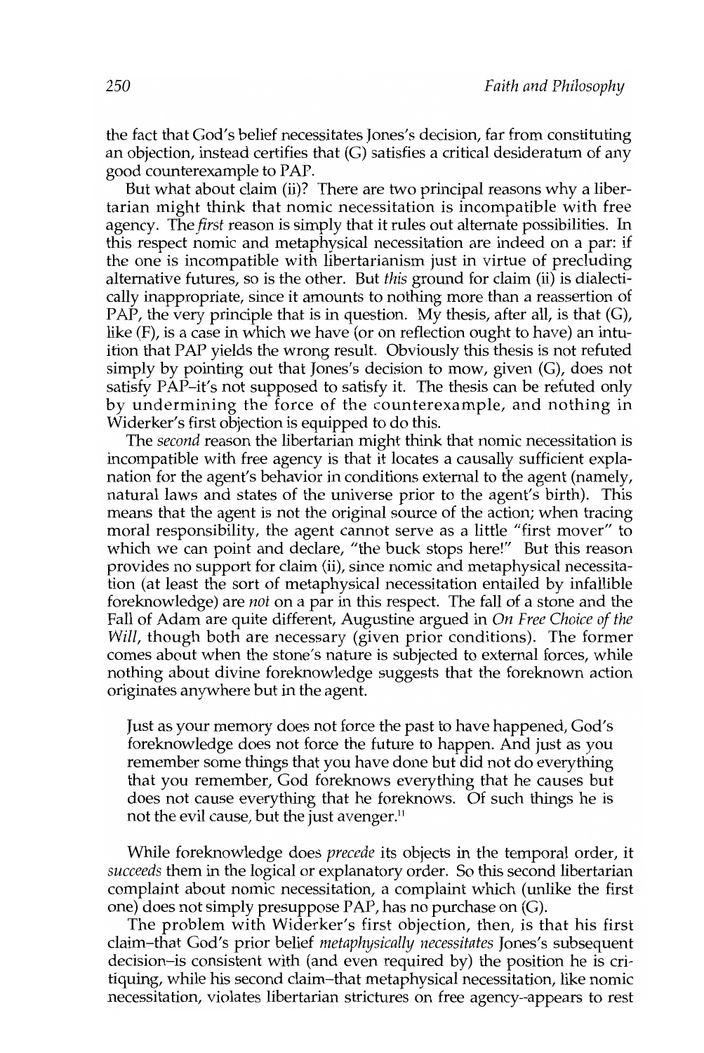the fact that God's belief necessitates Jones's decision, far from constituting an objection, instead certifies that (G) satisfies a critical desideratum of any good counterexample to PAP.

But what about claim (ii)? There are two principal reasons why a libertarian might think that nomic necessitation is incompatible with free agency. The *first* reason is simply that it rules out alternate possibilities. In this respect nomic and metaphysical necessitation are indeed on a par: if the one is incompatible with libertarianism just in virtue of precluding alternative futures, so is the other. But *this* ground for claim (ii) is dialectically inappropriate, since it amounts to nothing more than a reassertion of PAP, the very principle that is in question. My thesis, after all, is that (G), like (F), is a case in which we have (or on reflection ought to have) an intuition that PAP yields the wrong result. Obviously this thesis is not refuted simply by pointing out that Jones's decision to mow, given (G), does not satisfy PAP–it's not supposed to satisfy it. The thesis can be refuted only by undermining the force of the counterexample, and nothing in Widerker's first objection is equipped to do this.

The *second* reason the libertarian might think that nomic necessitation is incompatible with free agency is that it locates a causally sufficient explanation for the agent's behavior in conditions external to the agent (namely, natural laws and states of the universe prior to the agent's birth). This means that the agent is not the original source of the action; when tracing moral responsibility, the agent cannot serve as a little "first mover" to which we can point and declare, "the buck stops here!" But this reason provides no support for claim (ii), since nomic and metaphysical necessitation (at least the sort of metaphysical necessitation entailed by infallible foreknowledge) are *not* on a par in this respect. The fall of a stone and the Fall of Adam are quite different, Augustine argued in *On Free Choice of the Will*, though both are necessary (given prior conditions). The former comes about when the stone's nature is subjected to external forces, while nothing about divine foreknowledge suggests that the foreknown action originates anywhere but in the agent.

> Just as your memory does not force the past to have happened, God's foreknowledge does not force the future to happen. And just as you remember some things that you have done but did not do everything that you remember, God foreknows everything that he causes but does not cause everything that he foreknows. Of such things he is not the evil cause, but the just avenger.[11]

While foreknowledge does *precede* its objects in the temporal order, it *succeeds* them in the logical or explanatory order. So this second libertarian complaint about nomic necessitation, a complaint which (unlike the first one) does not simply presuppose PAP, has no purchase on (G).

The problem with Widerker's first objection, then, is that his first claim–that God's prior belief *metaphysically necessitates* Jones's subsequent decision–is consistent with (and even required by) the position he is critiquing, while his second claim–that metaphysical necessitation, like nomic necessitation, violates libertarian strictures on free agency–appears to rest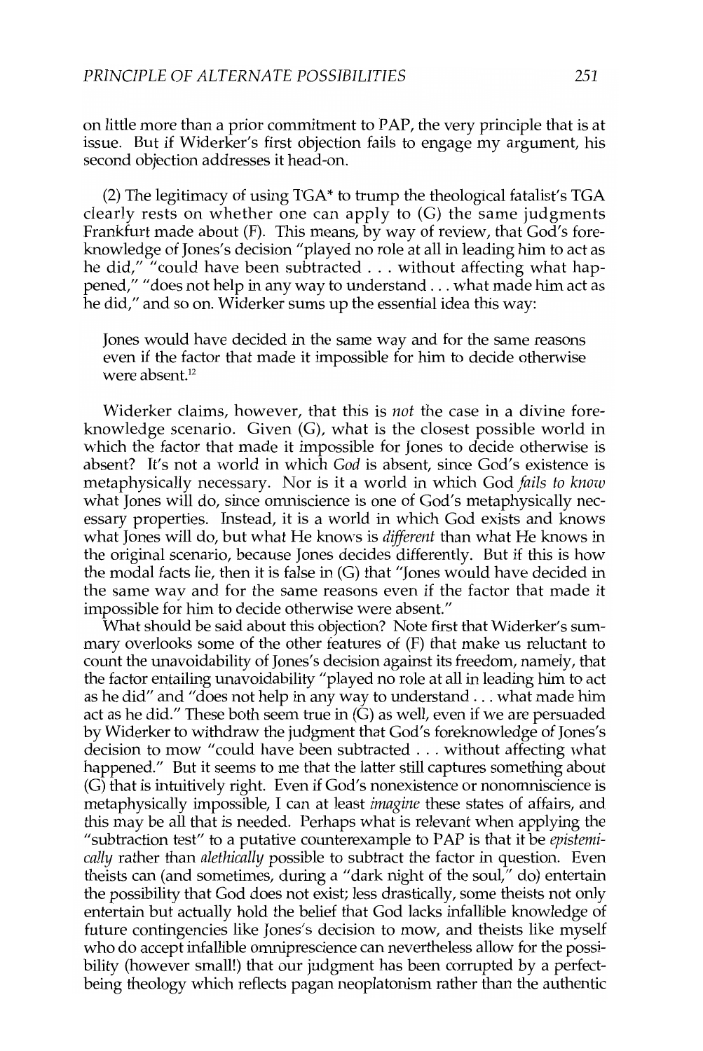on little more than a prior commitment to PAP, the very principle that is at issue. But if Widerker's first objection fails to engage my argument, his second objection addresses it head-on.

(2) The legitimacy of using TGA* to trump the theological fatalist's TGA clearly rests on whether one can apply to (G) the same judgments Frankfurt made about (F). This means, by way of review, that God's foreknowledge of Jones's decision "played no role at all in leading him to act as he did," "could have been subtracted . . . without affecting what happened," "does not help in any way to understand . . . what made him act as he did," and so on. Widerker sums up the essential idea this way:

> Jones would have decided in the same way and for the same reasons even if the factor that made it impossible for him to decide otherwise were absent.[12]

Widerker claims, however, that this is *not* the case in a divine foreknowledge scenario. Given (G), what is the closest possible world in which the factor that made it impossible for Jones to decide otherwise is absent? It's not a world in which *God* is absent, since God's existence is metaphysically necessary. Nor is it a world in which God *fails to know* what Jones will do, since omniscience is one of God's metaphysically necessary properties. Instead, it is a world in which God exists and knows what Jones will do, but what He knows is *different* than what He knows in the original scenario, because Jones decides differently. But if this is how the modal facts lie, then it is false in (G) that "Jones would have decided in the same way and for the same reasons even if the factor that made it impossible for him to decide otherwise were absent."

What should be said about this objection? Note first that Widerker's summary overlooks some of the other features of (F) that make us reluctant to count the unavoidability of Jones's decision against its freedom, namely, that the factor entailing unavoidability "played no role at all in leading him to act as he did" and "does not help in any way to understand . . . what made him act as he did." These both seem true in (G) as well, even if we are persuaded by Widerker to withdraw the judgment that God's foreknowledge of Jones's decision to mow "could have been subtracted . . . without affecting what happened." But it seems to me that the latter still captures something about (G) that is intuitively right. Even if God's nonexistence or nonomniscience is metaphysically impossible, I can at least *imagine* these states of affairs, and this may be all that is needed. Perhaps what is relevant when applying the "subtraction test" to a putative counterexample to PAP is that it be *epistemically* rather than *alethically* possible to subtract the factor in question. Even theists can (and sometimes, during a "dark night of the soul," do) entertain the possibility that God does not exist; less drastically, some theists not only entertain but actually hold the belief that God lacks infallible knowledge of future contingencies like Jones's decision to mow, and theists like myself who do accept infallible omniprescience can nevertheless allow for the possibility (however small!) that our judgment has been corrupted by a perfect-being theology which reflects pagan neoplatonism rather than the authentic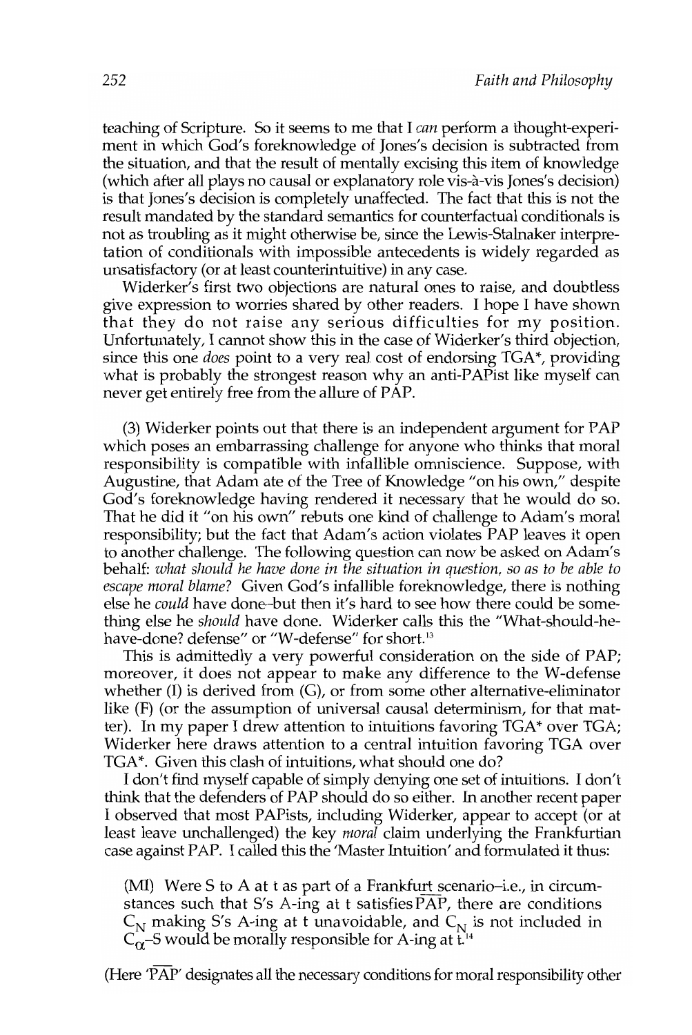teaching of Scripture. So it seems to me that I *can* perform a thought-experiment in which God's foreknowledge of Jones's decision is subtracted from the situation, and that the result of mentally excising this item of knowledge (which after all plays no causal or explanatory role vis-à-vis Jones's decision) is that Jones's decision is completely unaffected. The fact that this is not the result mandated by the standard semantics for counterfactual conditionals is not as troubling as it might otherwise be, since the Lewis-Stalnaker interpretation of conditionals with impossible antecedents is widely regarded as unsatisfactory (or at least counterintuitive) in any case.

Widerker's first two objections are natural ones to raise, and doubtless give expression to worries shared by other readers. I hope I have shown that they do not raise any serious difficulties for my position. Unfortunately, I cannot show this in the case of Widerker's third objection, since this one *does* point to a very real cost of endorsing TGA*, providing what is probably the strongest reason why an anti-PAPist like myself can never get entirely free from the allure of PAP.

(3) Widerker points out that there is an independent argument for PAP which poses an embarrassing challenge for anyone who thinks that moral responsibility is compatible with infallible omniscience. Suppose, with Augustine, that Adam ate of the Tree of Knowledge "on his own," despite God's foreknowledge having rendered it necessary that he would do so. That he did it "on his own" rebuts one kind of challenge to Adam's moral responsibility; but the fact that Adam's action violates PAP leaves it open to another challenge. The following question can now be asked on Adam's behalf: *what should he have done in the situation in question, so as to be able to escape moral blame?* Given God's infallible foreknowledge, there is nothing else he *could* have done–but then it's hard to see how there could be something else he *should* have done. Widerker calls this the "What-should-he-have-done? defense" or "W-defense" for short.[13]

This is admittedly a very powerful consideration on the side of PAP; moreover, it does not appear to make any difference to the W-defense whether (I) is derived from (G), or from some other alternative-eliminator like (F) (or the assumption of universal causal determinism, for that matter). In my paper I drew attention to intuitions favoring TGA* over TGA; Widerker here draws attention to a central intuition favoring TGA over TGA*. Given this clash of intuitions, what should one do?

I don't find myself capable of simply denying one set of intuitions. I don't think that the defenders of PAP should do so either. In another recent paper I observed that most PAPists, including Widerker, appear to accept (or at least leave unchallenged) the key *moral* claim underlying the Frankfurtian case against PAP. I called this the 'Master Intuition' and formulated it thus:

> (MI) Were S to A at t as part of a Frankfurt scenario–i.e., in circumstances such that S's A-ing at t satisfies $\overline{\text{PAP}}$, there are conditions $C_N$ making S's A-ing at t unavoidable, and $C_N$ is not included in $C_\alpha$–S would be morally responsible for A-ing at t.[14]

(Here '$\overline{\text{PAP}}$' designates all the necessary conditions for moral responsibility other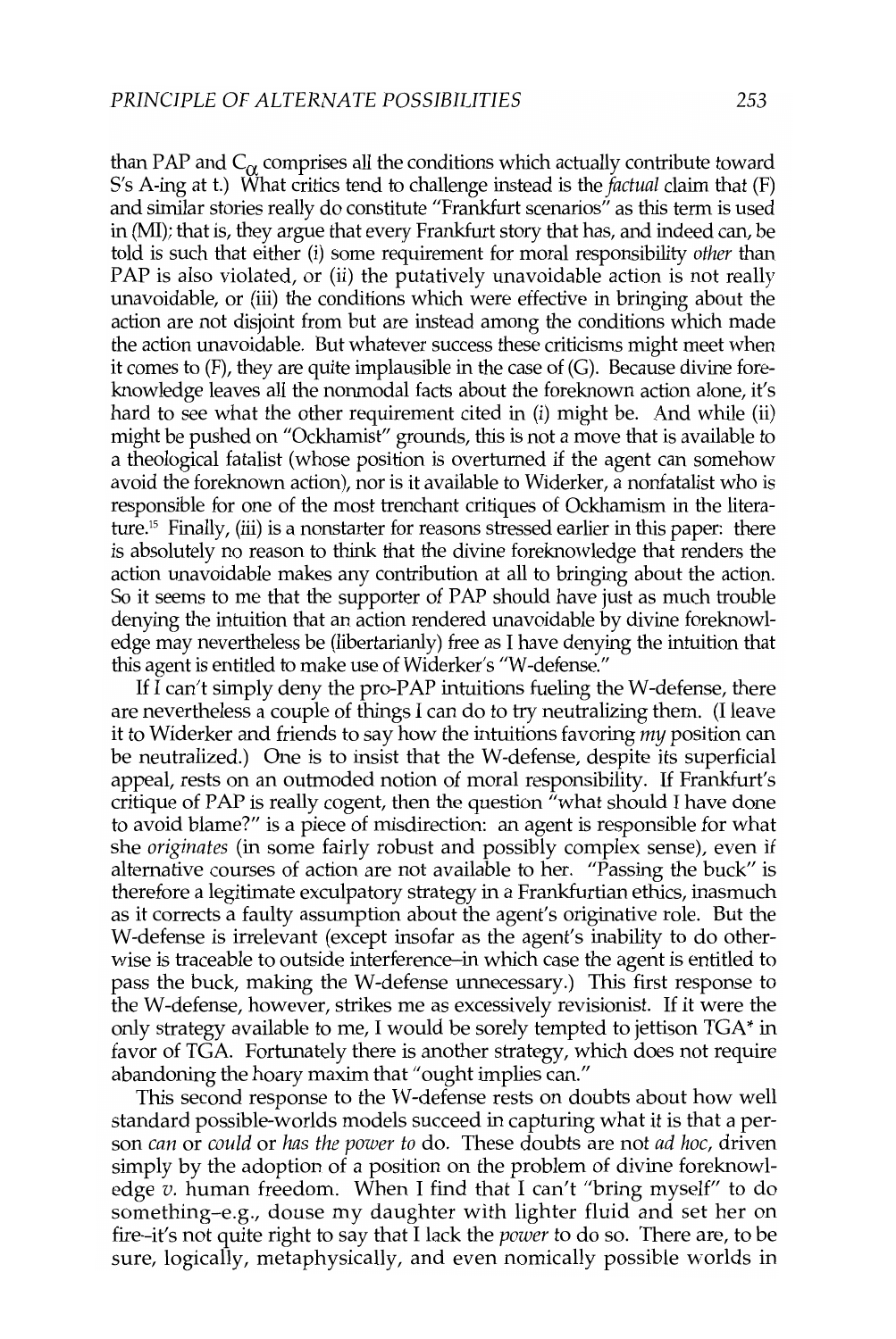than PAP and $C_{\alpha}$ comprises all the conditions which actually contribute toward S's A-ing at t.) What critics tend to challenge instead is the *factual* claim that (F) and similar stories really do constitute "Frankfurt scenarios" as this term is used in (MI); that is, they argue that every Frankfurt story that has, and indeed can, be told is such that either (i) some requirement for moral responsibility *other* than PAP is also violated, or (ii) the putatively unavoidable action is not really unavoidable, or (iii) the conditions which were effective in bringing about the action are not disjoint from but are instead among the conditions which made the action unavoidable. But whatever success these criticisms might meet when it comes to (F), they are quite implausible in the case of (G). Because divine foreknowledge leaves all the nonmodal facts about the foreknown action alone, it's hard to see what the other requirement cited in (i) might be. And while (ii) might be pushed on "Ockhamist" grounds, this is not a move that is available to a theological fatalist (whose position is overturned if the agent can somehow avoid the foreknown action), nor is it available to Widerker, a nonfatalist who is responsible for one of the most trenchant critiques of Ockhamism in the literature.[15] Finally, (iii) is a nonstarter for reasons stressed earlier in this paper: there is absolutely no reason to think that the divine foreknowledge that renders the action unavoidable makes any contribution at all to bringing about the action. So it seems to me that the supporter of PAP should have just as much trouble denying the intuition that an action rendered unavoidable by divine foreknowledge may nevertheless be (libertarianly) free as I have denying the intuition that this agent is entitled to make use of Widerker's "W-defense."

If I can't simply deny the pro-PAP intuitions fueling the W-defense, there are nevertheless a couple of things I can do to try neutralizing them. (I leave it to Widerker and friends to say how the intuitions favoring *my* position can be neutralized.) One is to insist that the W-defense, despite its superficial appeal, rests on an outmoded notion of moral responsibility. If Frankfurt's critique of PAP is really cogent, then the question "what should I have done to avoid blame?" is a piece of misdirection: an agent is responsible for what she *originates* (in some fairly robust and possibly complex sense), even if alternative courses of action are not available to her. "Passing the buck" is therefore a legitimate exculpatory strategy in a Frankfurtian ethics, inasmuch as it corrects a faulty assumption about the agent's originative role. But the W-defense is irrelevant (except insofar as the agent's inability to do otherwise is traceable to outside interference–in which case the agent is entitled to pass the buck, making the W-defense unnecessary.) This first response to the W-defense, however, strikes me as excessively revisionist. If it were the only strategy available to me, I would be sorely tempted to jettison TGA* in favor of TGA. Fortunately there is another strategy, which does not require abandoning the hoary maxim that "ought implies can."

This second response to the W-defense rests on doubts about how well standard possible-worlds models succeed in capturing what it is that a person *can* or *could* or *has the power to* do. These doubts are not *ad hoc*, driven simply by the adoption of a position on the problem of divine foreknowledge *v.* human freedom. When I find that I can't "bring myself" to do something–e.g., douse my daughter with lighter fluid and set her on fire–it's not quite right to say that I lack the *power* to do so. There are, to be sure, logically, metaphysically, and even nomically possible worlds in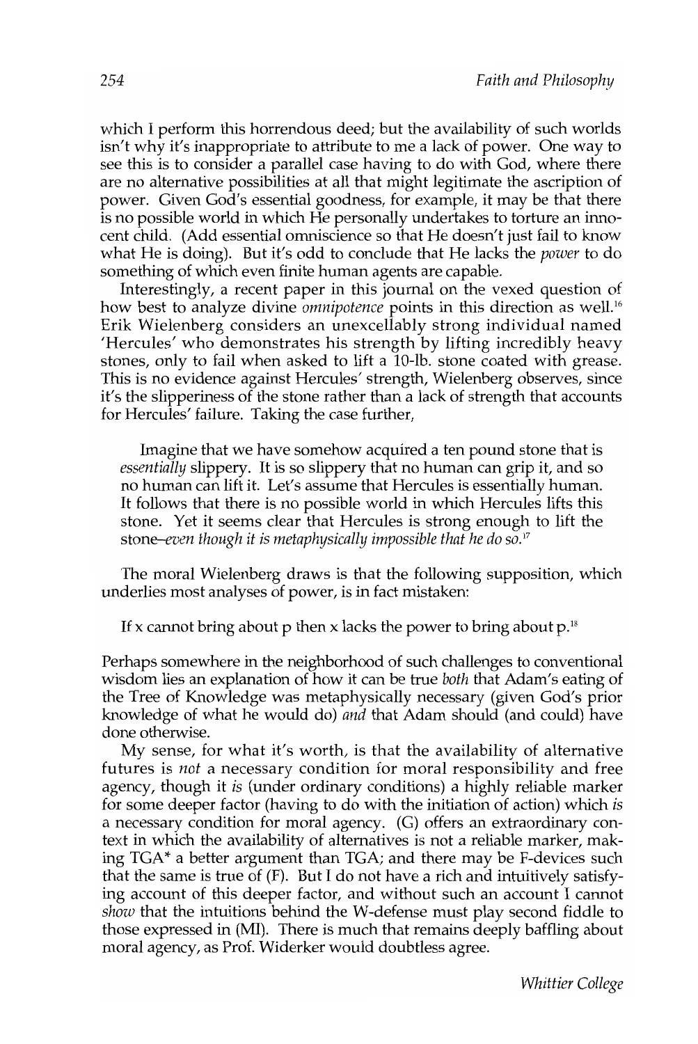which I perform this horrendous deed; but the availability of such worlds isn't why it's inappropriate to attribute to me a lack of power. One way to see this is to consider a parallel case having to do with God, where there are no alternative possibilities at all that might legitimate the ascription of power. Given God's essential goodness, for example, it may be that there is no possible world in which He personally undertakes to torture an innocent child. (Add essential omniscience so that He doesn't just fail to know what He is doing). But it's odd to conclude that He lacks the *power* to do something of which even finite human agents are capable.

Interestingly, a recent paper in this journal on the vexed question of how best to analyze divine *omnipotence* points in this direction as well.[16] Erik Wielenberg considers an unexcellably strong individual named 'Hercules' who demonstrates his strength by lifting incredibly heavy stones, only to fail when asked to lift a 10-lb. stone coated with grease. This is no evidence against Hercules' strength, Wielenberg observes, since it's the slipperiness of the stone rather than a lack of strength that accounts for Hercules' failure. Taking the case further,

> Imagine that we have somehow acquired a ten pound stone that is *essentially* slippery. It is so slippery that no human can grip it, and so no human can lift it. Let's assume that Hercules is essentially human. It follows that there is no possible world in which Hercules lifts this stone. Yet it seems clear that Hercules is strong enough to lift the stone–*even though it is metaphysically impossible that he do so.*[17]

The moral Wielenberg draws is that the following supposition, which underlies most analyses of power, is in fact mistaken:

> If x cannot bring about p then x lacks the power to bring about p.[18]

Perhaps somewhere in the neighborhood of such challenges to conventional wisdom lies an explanation of how it can be true *both* that Adam's eating of the Tree of Knowledge was metaphysically necessary (given God's prior knowledge of what he would do) *and* that Adam should (and could) have done otherwise.

My sense, for what it's worth, is that the availability of alternative futures is *not* a necessary condition for moral responsibility and free agency, though it *is* (under ordinary conditions) a highly reliable marker for some deeper factor (having to do with the initiation of action) which *is* a necessary condition for moral agency. (G) offers an extraordinary context in which the availability of alternatives is not a reliable marker, making TGA* a better argument than TGA; and there may be F-devices such that the same is true of (F). But I do not have a rich and intuitively satisfying account of this deeper factor, and without such an account I cannot *show* that the intuitions behind the W-defense must play second fiddle to those expressed in (MI). There is much that remains deeply baffling about moral agency, as Prof. Widerker would doubtless agree.

*Whittier College*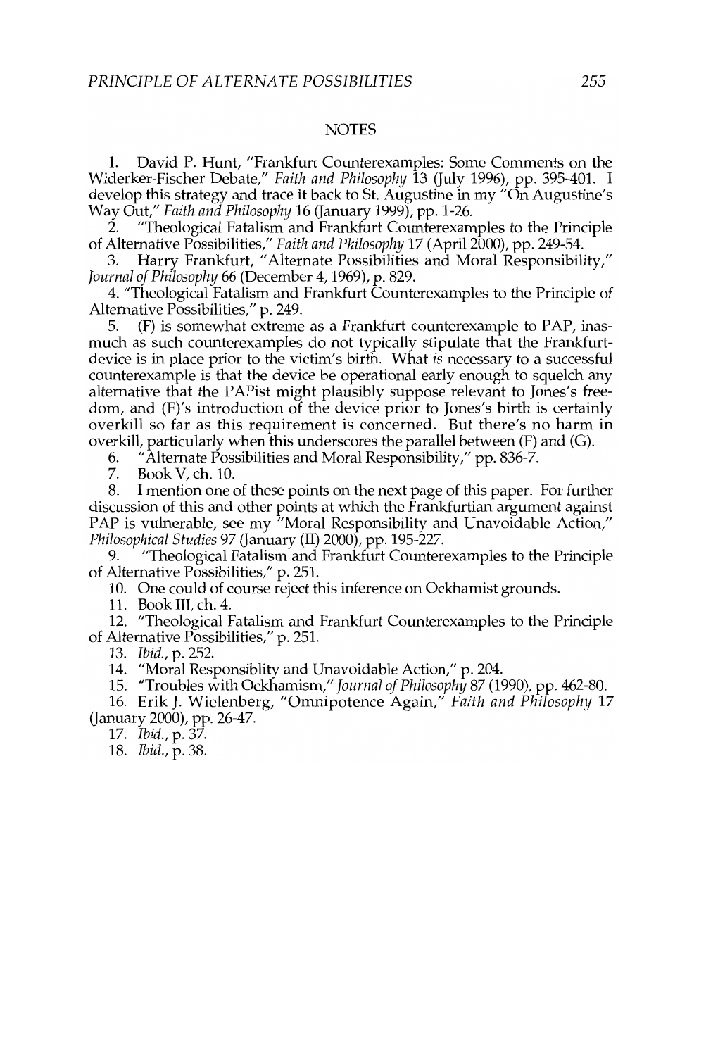## NOTES

1. David P. Hunt, "Frankfurt Counterexamples: Some Comments on the Widerker-Fischer Debate," *Faith and Philosophy* 13 (July 1996), pp. 395-401. I develop this strategy and trace it back to St. Augustine in my "On Augustine's Way Out," *Faith and Philosophy* 16 (January 1999), pp. 1-26.

2. "Theological Fatalism and Frankfurt Counterexamples to the Principle of Alternative Possibilities," *Faith and Philosophy* 17 (April 2000), pp. 249-54.

3. Harry Frankfurt, "Alternate Possibilities and Moral Responsibility," *Journal of Philosophy* 66 (December 4, 1969), p. 829.

4. "Theological Fatalism and Frankfurt Counterexamples to the Principle of Alternative Possibilities," p. 249.

5. (F) is somewhat extreme as a Frankfurt counterexample to PAP, inasmuch as such counterexamples do not typically stipulate that the Frankfurt-device is in place prior to the victim's birth. What *is* necessary to a successful counterexample is that the device be operational early enough to squelch any alternative that the PAPist might plausibly suppose relevant to Jones's freedom, and (F)'s introduction of the device prior to Jones's birth is certainly overkill so far as this requirement is concerned. But there's no harm in overkill, particularly when this underscores the parallel between (F) and (G).

6. "Alternate Possibilities and Moral Responsibility," pp. 836-7.

7. Book V, ch. 10.

8. I mention one of these points on the next page of this paper. For further discussion of this and other points at which the Frankfurtian argument against PAP is vulnerable, see my "Moral Responsibility and Unavoidable Action," *Philosophical Studies* 97 (January (II) 2000), pp. 195-227.

9. "Theological Fatalism and Frankfurt Counterexamples to the Principle of Alternative Possibilities," p. 251.

10. One could of course reject this inference on Ockhamist grounds.

11. Book III, ch. 4.

12. "Theological Fatalism and Frankfurt Counterexamples to the Principle of Alternative Possibilities," p. 251.

13. *Ibid.*, p. 252.

14. "Moral Responsiblity and Unavoidable Action," p. 204.

15. "Troubles with Ockhamism," *Journal of Philosophy* 87 (1990), pp. 462-80.

16. Erik J. Wielenberg, "Omnipotence Again," *Faith and Philosophy* 17 (January 2000), pp. 26-47.

17. *Ibid.*, p. 37.

18. *Ibid.*, p. 38.